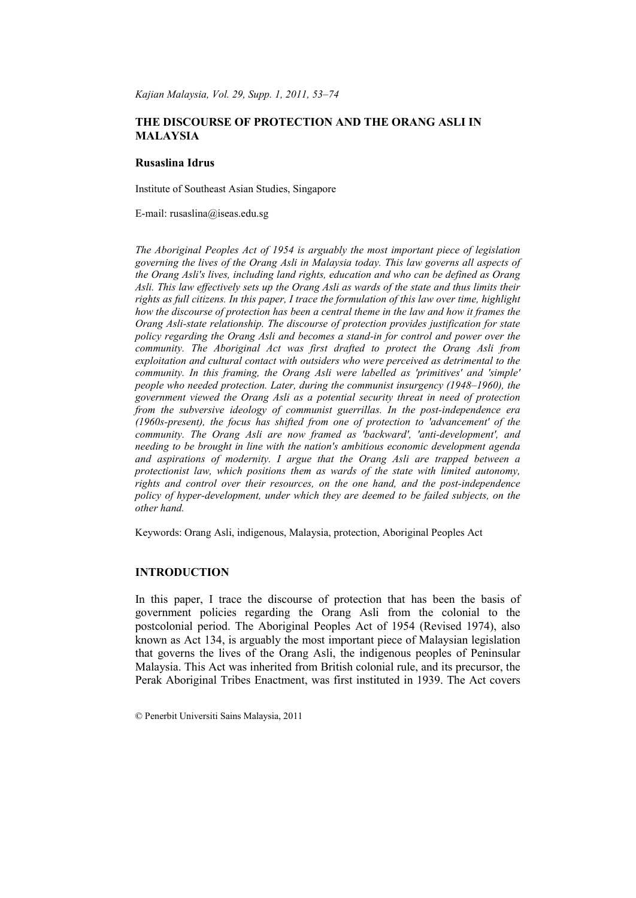# THE DISCOURSE OF PROTECTION AND THE ORANG ASLI IN MALAYSIA

**Rusaslina Idrus**

Institute of Southeast Asian Studies, Singapore

E-mail: rusaslina@iseas.edu.sg

*The Aboriginal Peoples Act of 1954 is arguably the most important piece of legislation governing the lives of the Orang Asli in Malaysia today. This law governs all aspects of the Orang Asli's lives, including land rights, education and who can be defined as Orang Asli. This law effectively sets up the Orang Asli as wards of the state and thus limits their rights as full citizens. In this paper, I trace the formulation of this law over time, highlight how the discourse of protection has been a central theme in the law and how it frames the Orang Asli-state relationship. The discourse of protection provides justification for state policy regarding the Orang Asli and becomes a stand-in for control and power over the community. The Aboriginal Act was first drafted to protect the Orang Asli from exploitation and cultural contact with outsiders who were perceived as detrimental to the community. In this framing, the Orang Asli were labelled as 'primitives' and 'simple' people who needed protection. Later, during the communist insurgency (1948–1960), the government viewed the Orang Asli as a potential security threat in need of protection from the subversive ideology of communist guerrillas. In the post-independence era (1960s-present), the focus has shifted from one of protection to 'advancement' of the community. The Orang Asli are now framed as 'backward', 'anti-development', and needing to be brought in line with the nation's ambitious economic development agenda and aspirations of modernity. I argue that the Orang Asli are trapped between a protectionist law, which positions them as wards of the state with limited autonomy, rights and control over their resources, on the one hand, and the post-independence policy of hyper-development, under which they are deemed to be failed subjects, on the other hand.*

Keywords: Orang Asli, indigenous, Malaysia, protection, Aboriginal Peoples Act

## INTRODUCTION

In this paper, I trace the discourse of protection that has been the basis of government policies regarding the Orang Asli from the colonial to the postcolonial period. The Aboriginal Peoples Act of 1954 (Revised 1974), also known as Act 134, is arguably the most important piece of Malaysian legislation that governs the lives of the Orang Asli, the indigenous peoples of Peninsular Malaysia. This Act was inherited from British colonial rule, and its precursor, the Perak Aboriginal Tribes Enactment, was first instituted in 1939. The Act covers

© Penerbit Universiti Sains Malaysia, 2011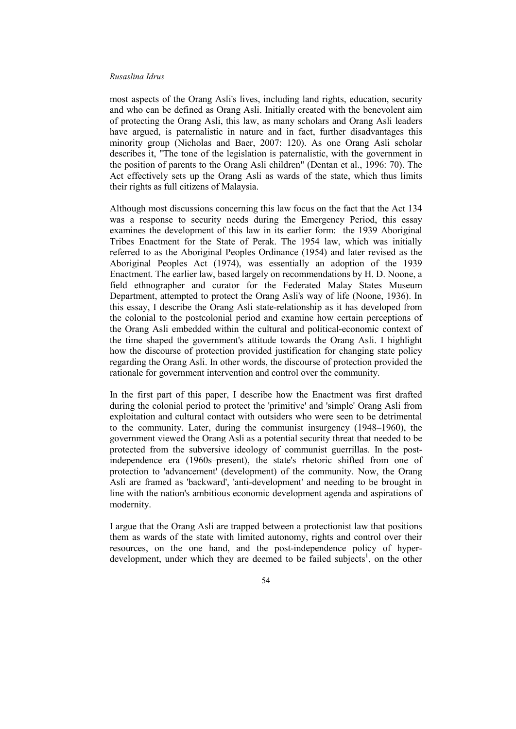most aspects of the Orang Asli's lives, including land rights, education, security and who can be defined as Orang Asli. Initially created with the benevolent aim of protecting the Orang Asli, this law, as many scholars and Orang Asli leaders have argued, is paternalistic in nature and in fact, further disadvantages this minority group (Nicholas and Baer, 2007: 120). As one Orang Asli scholar describes it, "The tone of the legislation is paternalistic, with the government in the position of parents to the Orang Asli children" (Dentan et al., 1996: 70). The Act effectively sets up the Orang Asli as wards of the state, which thus limits their rights as full citizens of Malaysia.

Although most discussions concerning this law focus on the fact that the Act 134 was a response to security needs during the Emergency Period, this essay examines the development of this law in its earlier form: the 1939 Aboriginal Tribes Enactment for the State of Perak. The 1954 law, which was initially referred to as the Aboriginal Peoples Ordinance (1954) and later revised as the Aboriginal Peoples Act (1974), was essentially an adoption of the 1939 Enactment. The earlier law, based largely on recommendations by H. D. Noone, a field ethnographer and curator for the Federated Malay States Museum Department, attempted to protect the Orang Asli's way of life (Noone, 1936). In this essay, I describe the Orang Asli state-relationship as it has developed from the colonial to the postcolonial period and examine how certain perceptions of the Orang Asli embedded within the cultural and political-economic context of the time shaped the government's attitude towards the Orang Asli. I highlight how the discourse of protection provided justification for changing state policy regarding the Orang Asli. In other words, the discourse of protection provided the rationale for government intervention and control over the community.

In the first part of this paper, I describe how the Enactment was first drafted during the colonial period to protect the 'primitive' and 'simple' Orang Asli from exploitation and cultural contact with outsiders who were seen to be detrimental to the community. Later, during the communist insurgency (1948–1960), the government viewed the Orang Asli as a potential security threat that needed to be protected from the subversive ideology of communist guerrillas. In the post-independence era (1960s–present), the state's rhetoric shifted from one of protection to 'advancement' (development) of the community. Now, the Orang Asli are framed as 'backward', 'anti-development' and needing to be brought in line with the nation's ambitious economic development agenda and aspirations of modernity.

I argue that the Orang Asli are trapped between a protectionist law that positions them as wards of the state with limited autonomy, rights and control over their resources, on the one hand, and the post-independence policy of hyper-development, under which they are deemed to be failed subjects[1], on the other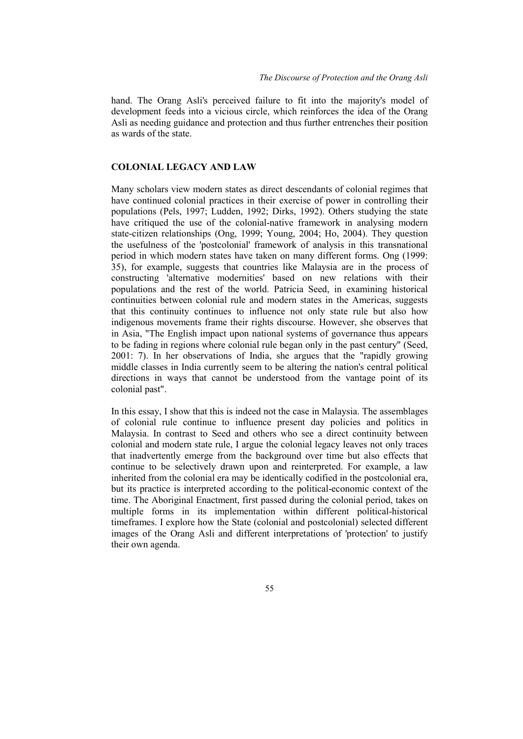hand. The Orang Asli's perceived failure to fit into the majority's model of development feeds into a vicious circle, which reinforces the idea of the Orang Asli as needing guidance and protection and thus further entrenches their position as wards of the state.

## COLONIAL LEGACY AND LAW

Many scholars view modern states as direct descendants of colonial regimes that have continued colonial practices in their exercise of power in controlling their populations (Pels, 1997; Ludden, 1992; Dirks, 1992). Others studying the state have critiqued the use of the colonial-native framework in analysing modern state-citizen relationships (Ong, 1999; Young, 2004; Ho, 2004). They question the usefulness of the 'postcolonial' framework of analysis in this transnational period in which modern states have taken on many different forms. Ong (1999: 35), for example, suggests that countries like Malaysia are in the process of constructing 'alternative modernities' based on new relations with their populations and the rest of the world. Patricia Seed, in examining historical continuities between colonial rule and modern states in the Americas, suggests that this continuity continues to influence not only state rule but also how indigenous movements frame their rights discourse. However, she observes that in Asia, "The English impact upon national systems of governance thus appears to be fading in regions where colonial rule began only in the past century" (Seed, 2001: 7). In her observations of India, she argues that the "rapidly growing middle classes in India currently seem to be altering the nation's central political directions in ways that cannot be understood from the vantage point of its colonial past".

In this essay, I show that this is indeed not the case in Malaysia. The assemblages of colonial rule continue to influence present day policies and politics in Malaysia. In contrast to Seed and others who see a direct continuity between colonial and modern state rule, I argue the colonial legacy leaves not only traces that inadvertently emerge from the background over time but also effects that continue to be selectively drawn upon and reinterpreted. For example, a law inherited from the colonial era may be identically codified in the postcolonial era, but its practice is interpreted according to the political-economic context of the time. The Aboriginal Enactment, first passed during the colonial period, takes on multiple forms in its implementation within different political-historical timeframes. I explore how the State (colonial and postcolonial) selected different images of the Orang Asli and different interpretations of 'protection' to justify their own agenda.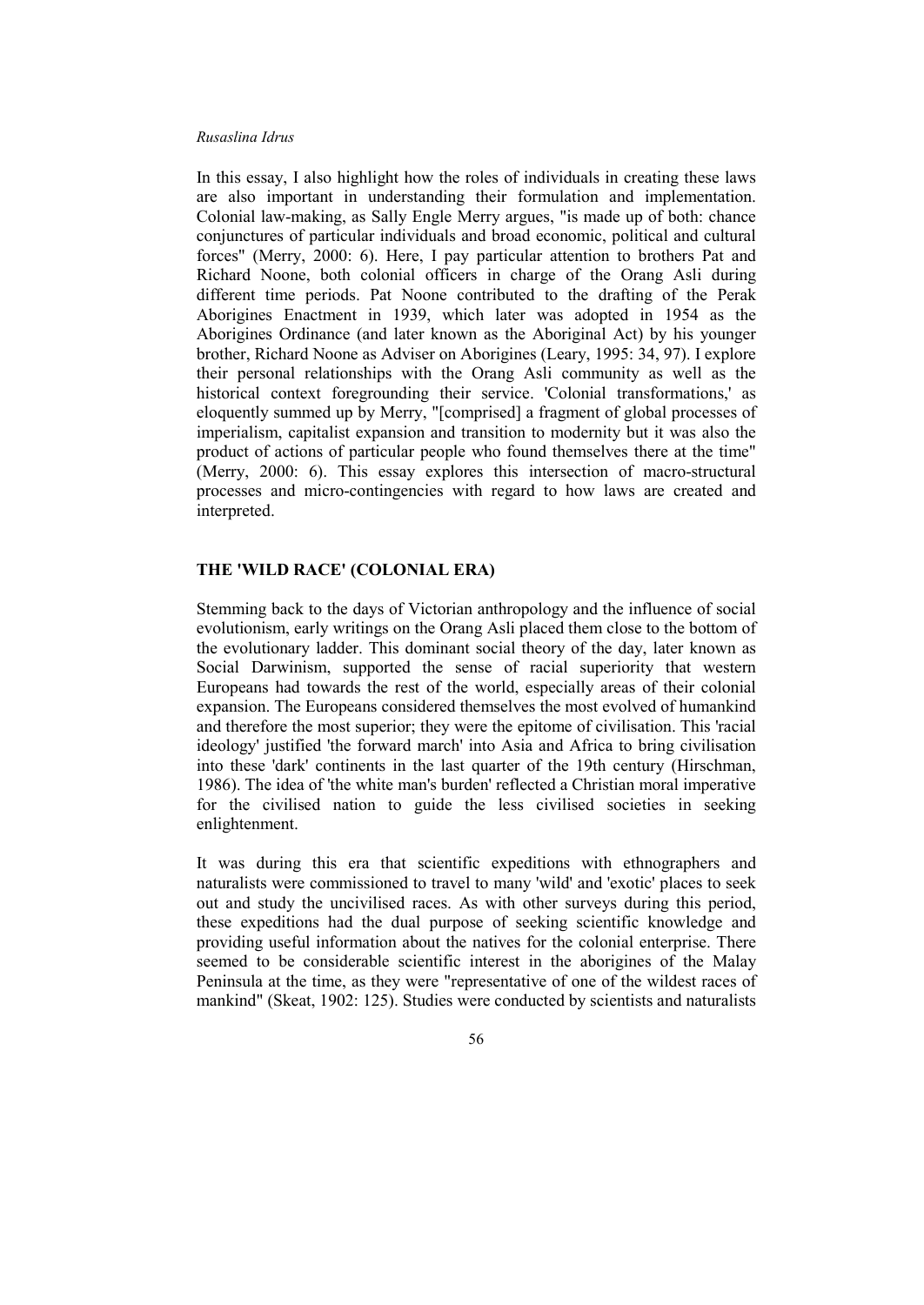In this essay, I also highlight how the roles of individuals in creating these laws are also important in understanding their formulation and implementation. Colonial law-making, as Sally Engle Merry argues, "is made up of both: chance conjunctures of particular individuals and broad economic, political and cultural forces" (Merry, 2000: 6). Here, I pay particular attention to brothers Pat and Richard Noone, both colonial officers in charge of the Orang Asli during different time periods. Pat Noone contributed to the drafting of the Perak Aborigines Enactment in 1939, which later was adopted in 1954 as the Aborigines Ordinance (and later known as the Aboriginal Act) by his younger brother, Richard Noone as Adviser on Aborigines (Leary, 1995: 34, 97). I explore their personal relationships with the Orang Asli community as well as the historical context foregrounding their service. 'Colonial transformations,' as eloquently summed up by Merry, "[comprised] a fragment of global processes of imperialism, capitalist expansion and transition to modernity but it was also the product of actions of particular people who found themselves there at the time" (Merry, 2000: 6). This essay explores this intersection of macro-structural processes and micro-contingencies with regard to how laws are created and interpreted.

## THE 'WILD RACE' (COLONIAL ERA)

Stemming back to the days of Victorian anthropology and the influence of social evolutionism, early writings on the Orang Asli placed them close to the bottom of the evolutionary ladder. This dominant social theory of the day, later known as Social Darwinism, supported the sense of racial superiority that western Europeans had towards the rest of the world, especially areas of their colonial expansion. The Europeans considered themselves the most evolved of humankind and therefore the most superior; they were the epitome of civilisation. This 'racial ideology' justified 'the forward march' into Asia and Africa to bring civilisation into these 'dark' continents in the last quarter of the 19th century (Hirschman, 1986). The idea of 'the white man's burden' reflected a Christian moral imperative for the civilised nation to guide the less civilised societies in seeking enlightenment.

It was during this era that scientific expeditions with ethnographers and naturalists were commissioned to travel to many 'wild' and 'exotic' places to seek out and study the uncivilised races. As with other surveys during this period, these expeditions had the dual purpose of seeking scientific knowledge and providing useful information about the natives for the colonial enterprise. There seemed to be considerable scientific interest in the aborigines of the Malay Peninsula at the time, as they were "representative of one of the wildest races of mankind" (Skeat, 1902: 125). Studies were conducted by scientists and naturalists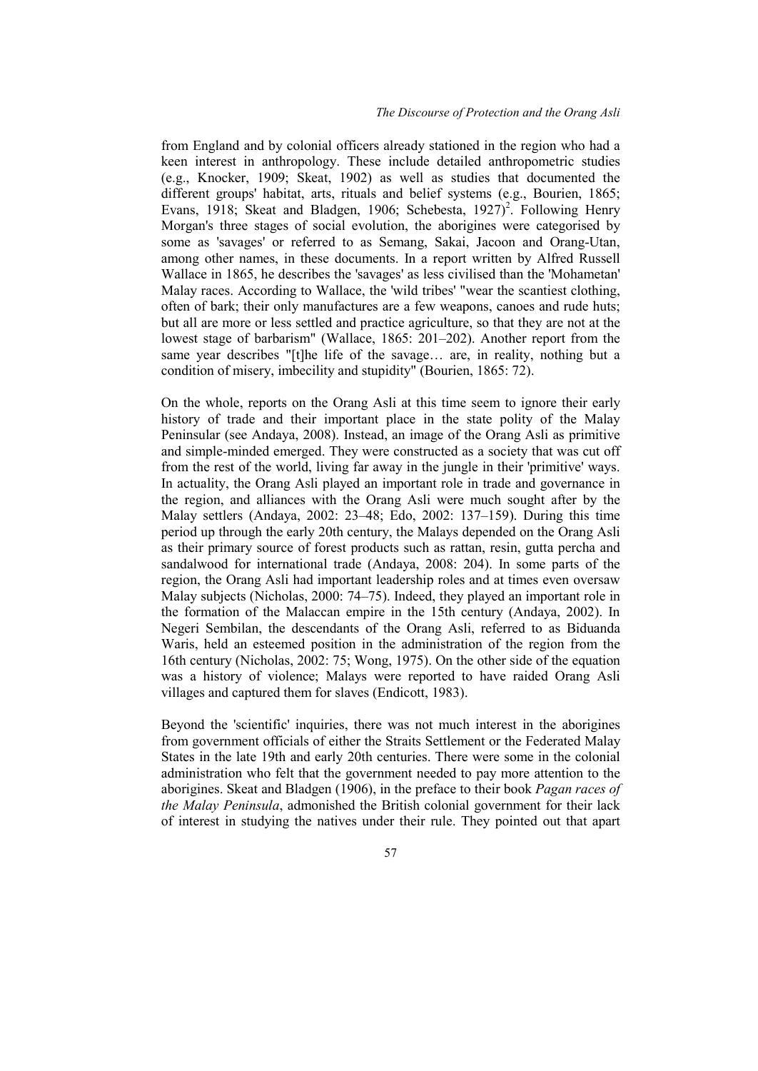from England and by colonial officers already stationed in the region who had a keen interest in anthropology. These include detailed anthropometric studies (e.g., Knocker, 1909; Skeat, 1902) as well as studies that documented the different groups' habitat, arts, rituals and belief systems (e.g., Bourien, 1865; Evans, 1918; Skeat and Bladgen, 1906; Schebesta, 1927)[2]. Following Henry Morgan's three stages of social evolution, the aborigines were categorised by some as 'savages' or referred to as Semang, Sakai, Jacoon and Orang-Utan, among other names, in these documents. In a report written by Alfred Russell Wallace in 1865, he describes the 'savages' as less civilised than the 'Mohametan' Malay races. According to Wallace, the 'wild tribes' "wear the scantiest clothing, often of bark; their only manufactures are a few weapons, canoes and rude huts; but all are more or less settled and practice agriculture, so that they are not at the lowest stage of barbarism" (Wallace, 1865: 201–202). Another report from the same year describes "[t]he life of the savage… are, in reality, nothing but a condition of misery, imbecility and stupidity" (Bourien, 1865: 72).

On the whole, reports on the Orang Asli at this time seem to ignore their early history of trade and their important place in the state polity of the Malay Peninsular (see Andaya, 2008). Instead, an image of the Orang Asli as primitive and simple-minded emerged. They were constructed as a society that was cut off from the rest of the world, living far away in the jungle in their 'primitive' ways. In actuality, the Orang Asli played an important role in trade and governance in the region, and alliances with the Orang Asli were much sought after by the Malay settlers (Andaya, 2002: 23–48; Edo, 2002: 137–159). During this time period up through the early 20th century, the Malays depended on the Orang Asli as their primary source of forest products such as rattan, resin, gutta percha and sandalwood for international trade (Andaya, 2008: 204). In some parts of the region, the Orang Asli had important leadership roles and at times even oversaw Malay subjects (Nicholas, 2000: 74–75). Indeed, they played an important role in the formation of the Malaccan empire in the 15th century (Andaya, 2002). In Negeri Sembilan, the descendants of the Orang Asli, referred to as Biduanda Waris, held an esteemed position in the administration of the region from the 16th century (Nicholas, 2002: 75; Wong, 1975). On the other side of the equation was a history of violence; Malays were reported to have raided Orang Asli villages and captured them for slaves (Endicott, 1983).

Beyond the 'scientific' inquiries, there was not much interest in the aborigines from government officials of either the Straits Settlement or the Federated Malay States in the late 19th and early 20th centuries. There were some in the colonial administration who felt that the government needed to pay more attention to the aborigines. Skeat and Bladgen (1906), in the preface to their book *Pagan races of the Malay Peninsula*, admonished the British colonial government for their lack of interest in studying the natives under their rule. They pointed out that apart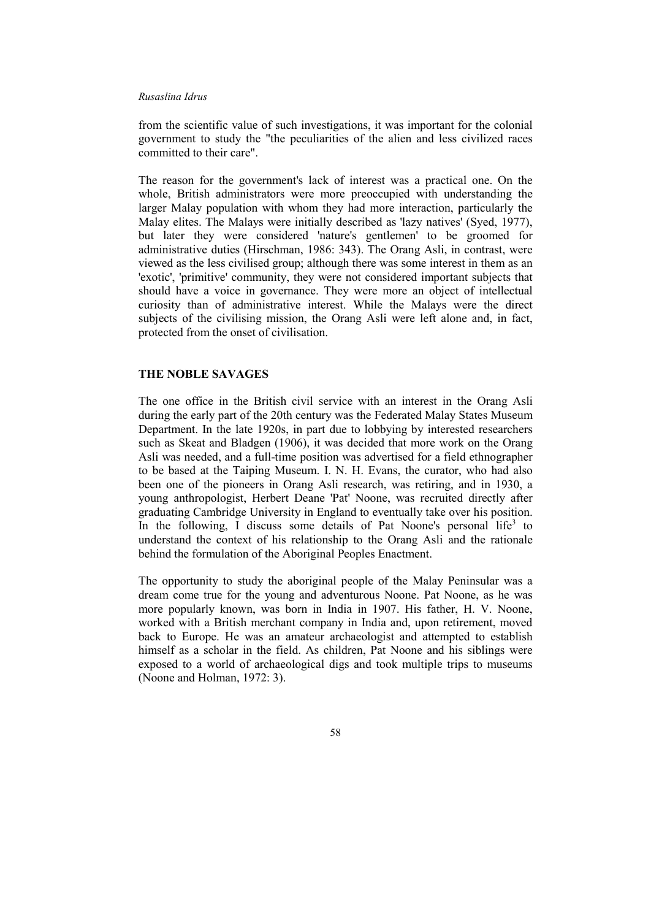from the scientific value of such investigations, it was important for the colonial government to study the "the peculiarities of the alien and less civilized races committed to their care".

The reason for the government's lack of interest was a practical one. On the whole, British administrators were more preoccupied with understanding the larger Malay population with whom they had more interaction, particularly the Malay elites. The Malays were initially described as 'lazy natives' (Syed, 1977), but later they were considered 'nature's gentlemen' to be groomed for administrative duties (Hirschman, 1986: 343). The Orang Asli, in contrast, were viewed as the less civilised group; although there was some interest in them as an 'exotic', 'primitive' community, they were not considered important subjects that should have a voice in governance. They were more an object of intellectual curiosity than of administrative interest. While the Malays were the direct subjects of the civilising mission, the Orang Asli were left alone and, in fact, protected from the onset of civilisation.

## THE NOBLE SAVAGES

The one office in the British civil service with an interest in the Orang Asli during the early part of the 20th century was the Federated Malay States Museum Department. In the late 1920s, in part due to lobbying by interested researchers such as Skeat and Bladgen (1906), it was decided that more work on the Orang Asli was needed, and a full-time position was advertised for a field ethnographer to be based at the Taiping Museum. I. N. H. Evans, the curator, who had also been one of the pioneers in Orang Asli research, was retiring, and in 1930, a young anthropologist, Herbert Deane 'Pat' Noone, was recruited directly after graduating Cambridge University in England to eventually take over his position. In the following, I discuss some details of Pat Noone's personal life[3] to understand the context of his relationship to the Orang Asli and the rationale behind the formulation of the Aboriginal Peoples Enactment.

The opportunity to study the aboriginal people of the Malay Peninsular was a dream come true for the young and adventurous Noone. Pat Noone, as he was more popularly known, was born in India in 1907. His father, H. V. Noone, worked with a British merchant company in India and, upon retirement, moved back to Europe. He was an amateur archaeologist and attempted to establish himself as a scholar in the field. As children, Pat Noone and his siblings were exposed to a world of archaeological digs and took multiple trips to museums (Noone and Holman, 1972: 3).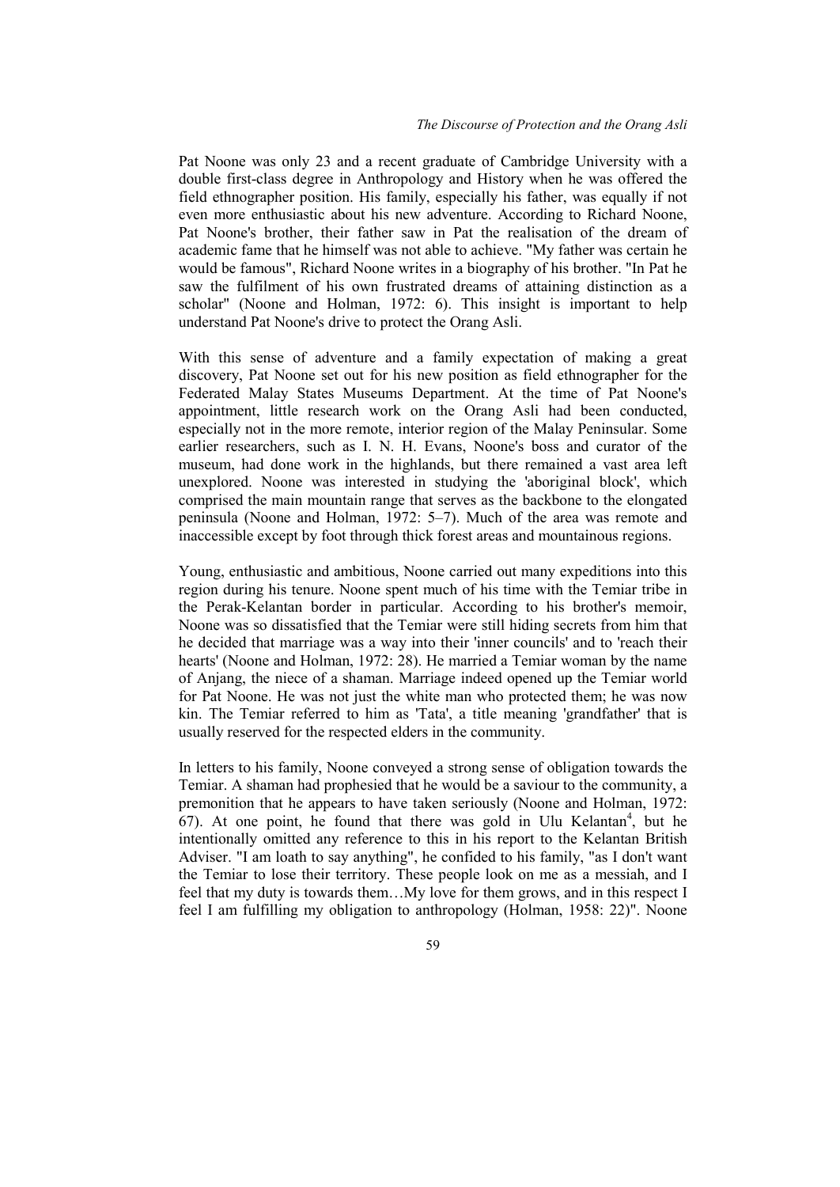Pat Noone was only 23 and a recent graduate of Cambridge University with a double first-class degree in Anthropology and History when he was offered the field ethnographer position. His family, especially his father, was equally if not even more enthusiastic about his new adventure. According to Richard Noone, Pat Noone's brother, their father saw in Pat the realisation of the dream of academic fame that he himself was not able to achieve. "My father was certain he would be famous", Richard Noone writes in a biography of his brother. "In Pat he saw the fulfilment of his own frustrated dreams of attaining distinction as a scholar" (Noone and Holman, 1972: 6). This insight is important to help understand Pat Noone's drive to protect the Orang Asli.

With this sense of adventure and a family expectation of making a great discovery, Pat Noone set out for his new position as field ethnographer for the Federated Malay States Museums Department. At the time of Pat Noone's appointment, little research work on the Orang Asli had been conducted, especially not in the more remote, interior region of the Malay Peninsular. Some earlier researchers, such as I. N. H. Evans, Noone's boss and curator of the museum, had done work in the highlands, but there remained a vast area left unexplored. Noone was interested in studying the 'aboriginal block', which comprised the main mountain range that serves as the backbone to the elongated peninsula (Noone and Holman, 1972: 5–7). Much of the area was remote and inaccessible except by foot through thick forest areas and mountainous regions.

Young, enthusiastic and ambitious, Noone carried out many expeditions into this region during his tenure. Noone spent much of his time with the Temiar tribe in the Perak-Kelantan border in particular. According to his brother's memoir, Noone was so dissatisfied that the Temiar were still hiding secrets from him that he decided that marriage was a way into their 'inner councils' and to 'reach their hearts' (Noone and Holman, 1972: 28). He married a Temiar woman by the name of Anjang, the niece of a shaman. Marriage indeed opened up the Temiar world for Pat Noone. He was not just the white man who protected them; he was now kin. The Temiar referred to him as 'Tata', a title meaning 'grandfather' that is usually reserved for the respected elders in the community.

In letters to his family, Noone conveyed a strong sense of obligation towards the Temiar. A shaman had prophesied that he would be a saviour to the community, a premonition that he appears to have taken seriously (Noone and Holman, 1972: 67). At one point, he found that there was gold in Ulu Kelantan[4], but he intentionally omitted any reference to this in his report to the Kelantan British Adviser. "I am loath to say anything", he confided to his family, "as I don't want the Temiar to lose their territory. These people look on me as a messiah, and I feel that my duty is towards them…My love for them grows, and in this respect I feel I am fulfilling my obligation to anthropology (Holman, 1958: 22)". Noone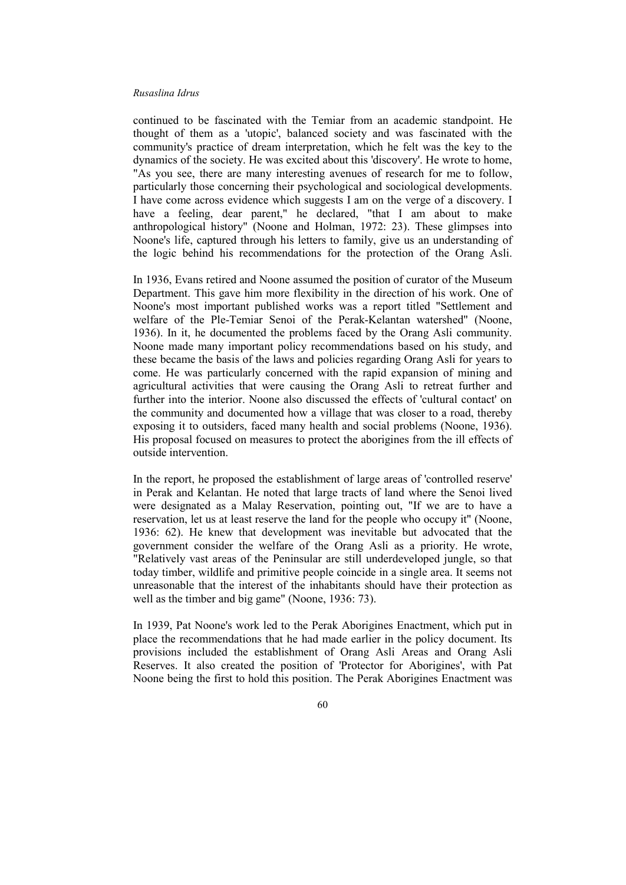continued to be fascinated with the Temiar from an academic standpoint. He thought of them as a 'utopic', balanced society and was fascinated with the community's practice of dream interpretation, which he felt was the key to the dynamics of the society. He was excited about this 'discovery'. He wrote to home, "As you see, there are many interesting avenues of research for me to follow, particularly those concerning their psychological and sociological developments. I have come across evidence which suggests I am on the verge of a discovery. I have a feeling, dear parent," he declared, "that I am about to make anthropological history" (Noone and Holman, 1972: 23). These glimpses into Noone's life, captured through his letters to family, give us an understanding of the logic behind his recommendations for the protection of the Orang Asli.

In 1936, Evans retired and Noone assumed the position of curator of the Museum Department. This gave him more flexibility in the direction of his work. One of Noone's most important published works was a report titled "Settlement and welfare of the Ple-Temiar Senoi of the Perak-Kelantan watershed" (Noone, 1936). In it, he documented the problems faced by the Orang Asli community. Noone made many important policy recommendations based on his study, and these became the basis of the laws and policies regarding Orang Asli for years to come. He was particularly concerned with the rapid expansion of mining and agricultural activities that were causing the Orang Asli to retreat further and further into the interior. Noone also discussed the effects of 'cultural contact' on the community and documented how a village that was closer to a road, thereby exposing it to outsiders, faced many health and social problems (Noone, 1936). His proposal focused on measures to protect the aborigines from the ill effects of outside intervention.

In the report, he proposed the establishment of large areas of 'controlled reserve' in Perak and Kelantan. He noted that large tracts of land where the Senoi lived were designated as a Malay Reservation, pointing out, "If we are to have a reservation, let us at least reserve the land for the people who occupy it" (Noone, 1936: 62). He knew that development was inevitable but advocated that the government consider the welfare of the Orang Asli as a priority. He wrote, "Relatively vast areas of the Peninsular are still underdeveloped jungle, so that today timber, wildlife and primitive people coincide in a single area. It seems not unreasonable that the interest of the inhabitants should have their protection as well as the timber and big game" (Noone, 1936: 73).

In 1939, Pat Noone's work led to the Perak Aborigines Enactment, which put in place the recommendations that he had made earlier in the policy document. Its provisions included the establishment of Orang Asli Areas and Orang Asli Reserves. It also created the position of 'Protector for Aborigines', with Pat Noone being the first to hold this position. The Perak Aborigines Enactment was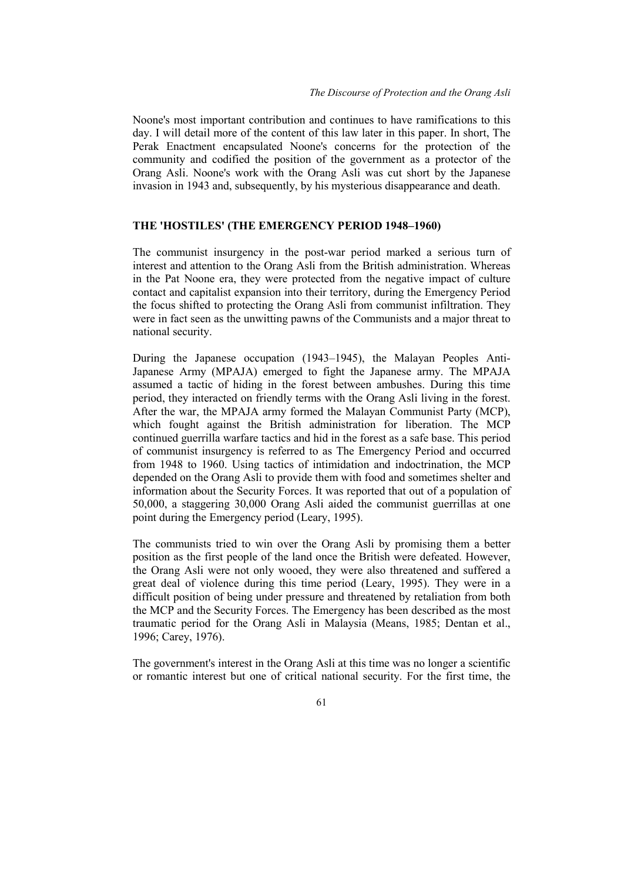Noone's most important contribution and continues to have ramifications to this day. I will detail more of the content of this law later in this paper. In short, The Perak Enactment encapsulated Noone's concerns for the protection of the community and codified the position of the government as a protector of the Orang Asli. Noone's work with the Orang Asli was cut short by the Japanese invasion in 1943 and, subsequently, by his mysterious disappearance and death.

## THE 'HOSTILES' (THE EMERGENCY PERIOD 1948–1960)

The communist insurgency in the post-war period marked a serious turn of interest and attention to the Orang Asli from the British administration. Whereas in the Pat Noone era, they were protected from the negative impact of culture contact and capitalist expansion into their territory, during the Emergency Period the focus shifted to protecting the Orang Asli from communist infiltration. They were in fact seen as the unwitting pawns of the Communists and a major threat to national security.

During the Japanese occupation (1943–1945), the Malayan Peoples Anti-Japanese Army (MPAJA) emerged to fight the Japanese army. The MPAJA assumed a tactic of hiding in the forest between ambushes. During this time period, they interacted on friendly terms with the Orang Asli living in the forest. After the war, the MPAJA army formed the Malayan Communist Party (MCP), which fought against the British administration for liberation. The MCP continued guerrilla warfare tactics and hid in the forest as a safe base. This period of communist insurgency is referred to as The Emergency Period and occurred from 1948 to 1960. Using tactics of intimidation and indoctrination, the MCP depended on the Orang Asli to provide them with food and sometimes shelter and information about the Security Forces. It was reported that out of a population of 50,000, a staggering 30,000 Orang Asli aided the communist guerrillas at one point during the Emergency period (Leary, 1995).

The communists tried to win over the Orang Asli by promising them a better position as the first people of the land once the British were defeated. However, the Orang Asli were not only wooed, they were also threatened and suffered a great deal of violence during this time period (Leary, 1995). They were in a difficult position of being under pressure and threatened by retaliation from both the MCP and the Security Forces. The Emergency has been described as the most traumatic period for the Orang Asli in Malaysia (Means, 1985; Dentan et al., 1996; Carey, 1976).

The government's interest in the Orang Asli at this time was no longer a scientific or romantic interest but one of critical national security. For the first time, the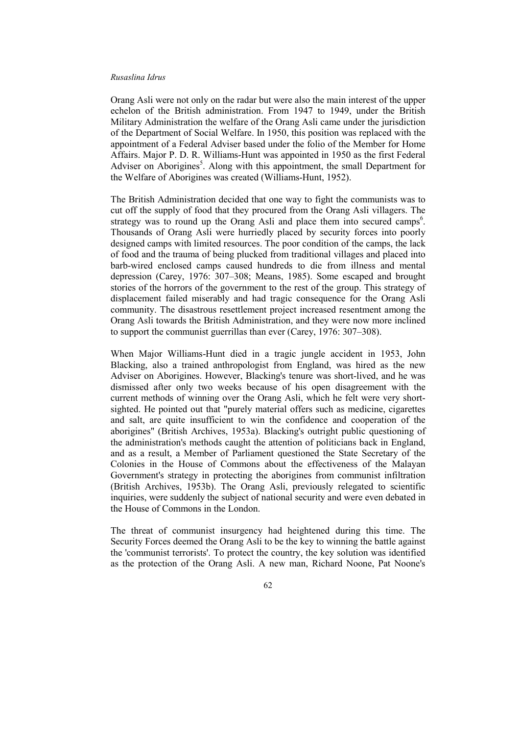Orang Asli were not only on the radar but were also the main interest of the upper echelon of the British administration. From 1947 to 1949, under the British Military Administration the welfare of the Orang Asli came under the jurisdiction of the Department of Social Welfare. In 1950, this position was replaced with the appointment of a Federal Adviser based under the folio of the Member for Home Affairs. Major P. D. R. Williams-Hunt was appointed in 1950 as the first Federal Adviser on Aborigines[5]. Along with this appointment, the small Department for the Welfare of Aborigines was created (Williams-Hunt, 1952).

The British Administration decided that one way to fight the communists was to cut off the supply of food that they procured from the Orang Asli villagers. The strategy was to round up the Orang Asli and place them into secured camps[6]. Thousands of Orang Asli were hurriedly placed by security forces into poorly designed camps with limited resources. The poor condition of the camps, the lack of food and the trauma of being plucked from traditional villages and placed into barb-wired enclosed camps caused hundreds to die from illness and mental depression (Carey, 1976: 307–308; Means, 1985). Some escaped and brought stories of the horrors of the government to the rest of the group. This strategy of displacement failed miserably and had tragic consequence for the Orang Asli community. The disastrous resettlement project increased resentment among the Orang Asli towards the British Administration, and they were now more inclined to support the communist guerrillas than ever (Carey, 1976: 307–308).

When Major Williams-Hunt died in a tragic jungle accident in 1953, John Blacking, also a trained anthropologist from England, was hired as the new Adviser on Aborigines. However, Blacking's tenure was short-lived, and he was dismissed after only two weeks because of his open disagreement with the current methods of winning over the Orang Asli, which he felt were very short-sighted. He pointed out that "purely material offers such as medicine, cigarettes and salt, are quite insufficient to win the confidence and cooperation of the aborigines" (British Archives, 1953a). Blacking's outright public questioning of the administration's methods caught the attention of politicians back in England, and as a result, a Member of Parliament questioned the State Secretary of the Colonies in the House of Commons about the effectiveness of the Malayan Government's strategy in protecting the aborigines from communist infiltration (British Archives, 1953b). The Orang Asli, previously relegated to scientific inquiries, were suddenly the subject of national security and were even debated in the House of Commons in the London.

The threat of communist insurgency had heightened during this time. The Security Forces deemed the Orang Asli to be the key to winning the battle against the 'communist terrorists'. To protect the country, the key solution was identified as the protection of the Orang Asli. A new man, Richard Noone, Pat Noone's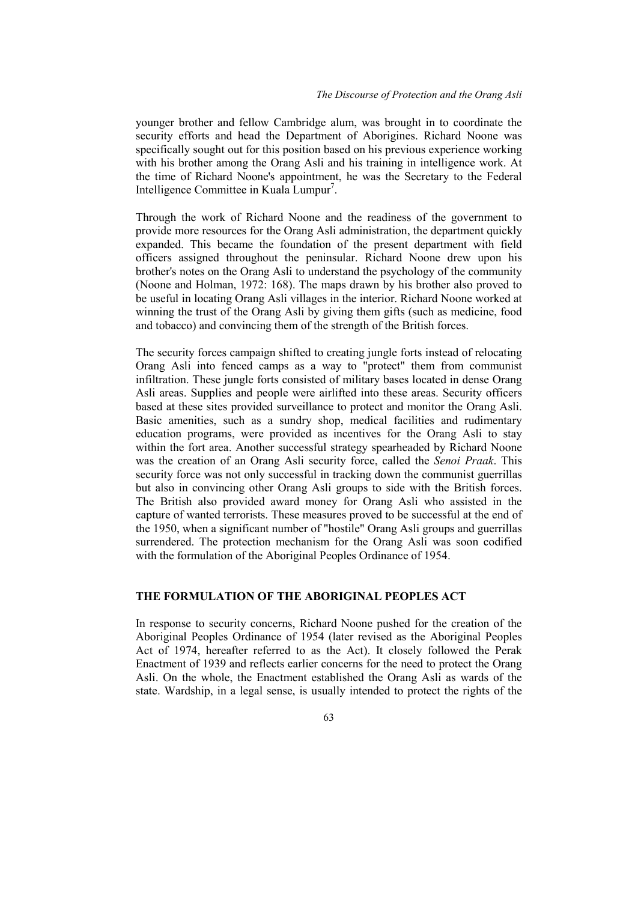younger brother and fellow Cambridge alum, was brought in to coordinate the security efforts and head the Department of Aborigines. Richard Noone was specifically sought out for this position based on his previous experience working with his brother among the Orang Asli and his training in intelligence work. At the time of Richard Noone's appointment, he was the Secretary to the Federal Intelligence Committee in Kuala Lumpur[7].

Through the work of Richard Noone and the readiness of the government to provide more resources for the Orang Asli administration, the department quickly expanded. This became the foundation of the present department with field officers assigned throughout the peninsular. Richard Noone drew upon his brother's notes on the Orang Asli to understand the psychology of the community (Noone and Holman, 1972: 168). The maps drawn by his brother also proved to be useful in locating Orang Asli villages in the interior. Richard Noone worked at winning the trust of the Orang Asli by giving them gifts (such as medicine, food and tobacco) and convincing them of the strength of the British forces.

The security forces campaign shifted to creating jungle forts instead of relocating Orang Asli into fenced camps as a way to "protect" them from communist infiltration. These jungle forts consisted of military bases located in dense Orang Asli areas. Supplies and people were airlifted into these areas. Security officers based at these sites provided surveillance to protect and monitor the Orang Asli. Basic amenities, such as a sundry shop, medical facilities and rudimentary education programs, were provided as incentives for the Orang Asli to stay within the fort area. Another successful strategy spearheaded by Richard Noone was the creation of an Orang Asli security force, called the *Senoi Praak*. This security force was not only successful in tracking down the communist guerrillas but also in convincing other Orang Asli groups to side with the British forces. The British also provided award money for Orang Asli who assisted in the capture of wanted terrorists. These measures proved to be successful at the end of the 1950, when a significant number of "hostile" Orang Asli groups and guerrillas surrendered. The protection mechanism for the Orang Asli was soon codified with the formulation of the Aboriginal Peoples Ordinance of 1954.

## THE FORMULATION OF THE ABORIGINAL PEOPLES ACT

In response to security concerns, Richard Noone pushed for the creation of the Aboriginal Peoples Ordinance of 1954 (later revised as the Aboriginal Peoples Act of 1974, hereafter referred to as the Act). It closely followed the Perak Enactment of 1939 and reflects earlier concerns for the need to protect the Orang Asli. On the whole, the Enactment established the Orang Asli as wards of the state. Wardship, in a legal sense, is usually intended to protect the rights of the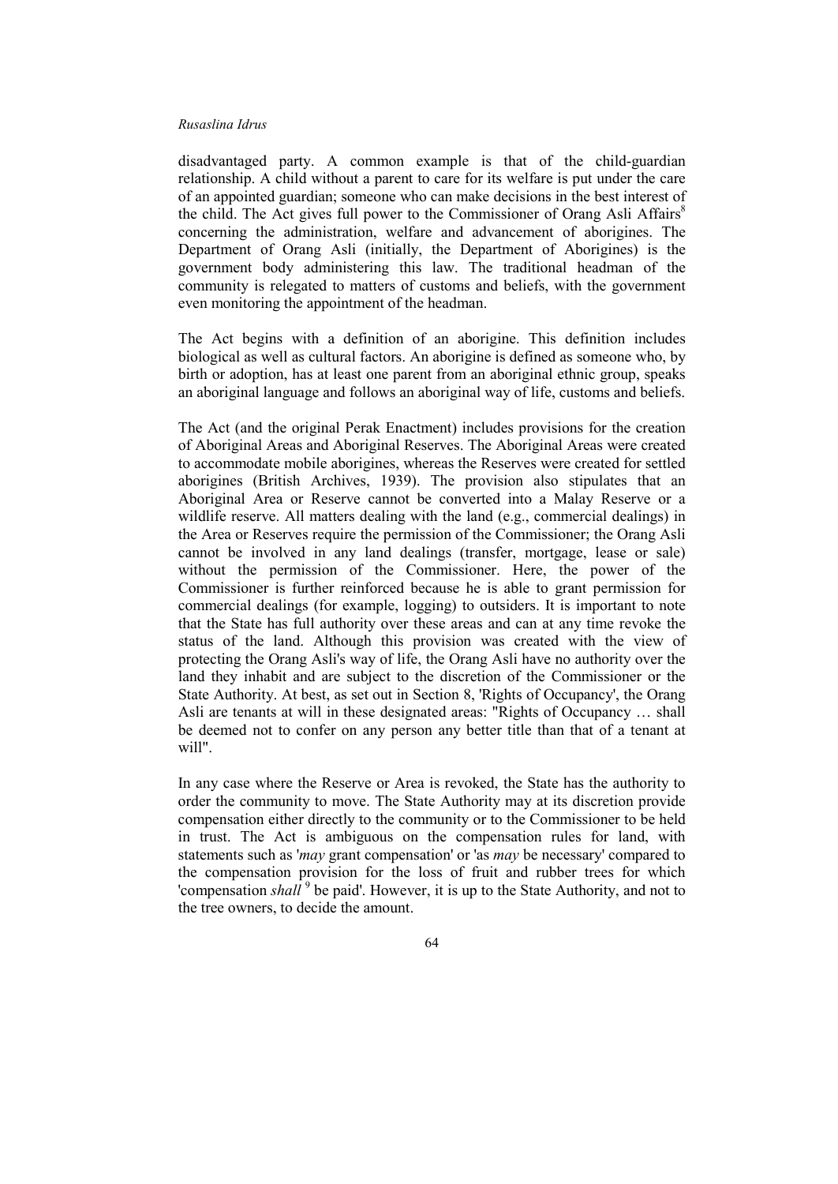disadvantaged party. A common example is that of the child-guardian relationship. A child without a parent to care for its welfare is put under the care of an appointed guardian; someone who can make decisions in the best interest of the child. The Act gives full power to the Commissioner of Orang Asli Affairs[8] concerning the administration, welfare and advancement of aborigines. The Department of Orang Asli (initially, the Department of Aborigines) is the government body administering this law. The traditional headman of the community is relegated to matters of customs and beliefs, with the government even monitoring the appointment of the headman.

The Act begins with a definition of an aborigine. This definition includes biological as well as cultural factors. An aborigine is defined as someone who, by birth or adoption, has at least one parent from an aboriginal ethnic group, speaks an aboriginal language and follows an aboriginal way of life, customs and beliefs.

The Act (and the original Perak Enactment) includes provisions for the creation of Aboriginal Areas and Aboriginal Reserves. The Aboriginal Areas were created to accommodate mobile aborigines, whereas the Reserves were created for settled aborigines (British Archives, 1939). The provision also stipulates that an Aboriginal Area or Reserve cannot be converted into a Malay Reserve or a wildlife reserve. All matters dealing with the land (e.g., commercial dealings) in the Area or Reserves require the permission of the Commissioner; the Orang Asli cannot be involved in any land dealings (transfer, mortgage, lease or sale) without the permission of the Commissioner. Here, the power of the Commissioner is further reinforced because he is able to grant permission for commercial dealings (for example, logging) to outsiders. It is important to note that the State has full authority over these areas and can at any time revoke the status of the land. Although this provision was created with the view of protecting the Orang Asli's way of life, the Orang Asli have no authority over the land they inhabit and are subject to the discretion of the Commissioner or the State Authority. At best, as set out in Section 8, 'Rights of Occupancy', the Orang Asli are tenants at will in these designated areas: "Rights of Occupancy … shall be deemed not to confer on any person any better title than that of a tenant at will".

In any case where the Reserve or Area is revoked, the State has the authority to order the community to move. The State Authority may at its discretion provide compensation either directly to the community or to the Commissioner to be held in trust. The Act is ambiguous on the compensation rules for land, with statements such as '*may* grant compensation' or 'as *may* be necessary' compared to the compensation provision for the loss of fruit and rubber trees for which 'compensation *shall*[9] be paid'. However, it is up to the State Authority, and not to the tree owners, to decide the amount.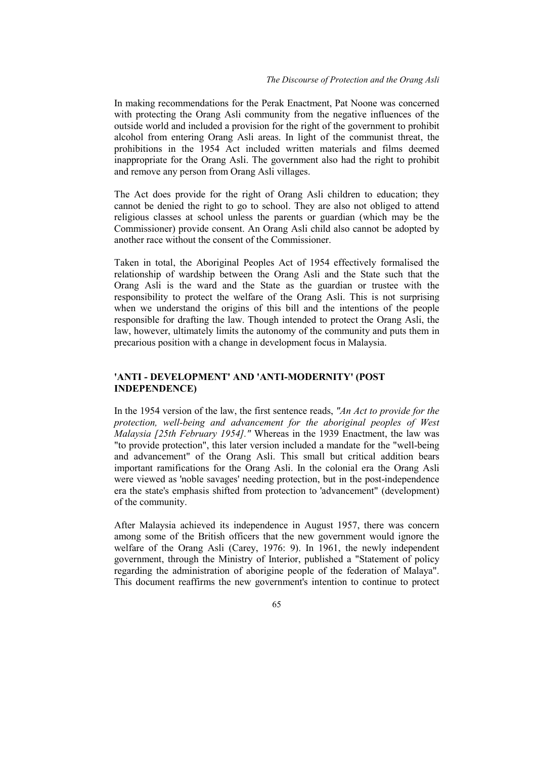In making recommendations for the Perak Enactment, Pat Noone was concerned with protecting the Orang Asli community from the negative influences of the outside world and included a provision for the right of the government to prohibit alcohol from entering Orang Asli areas. In light of the communist threat, the prohibitions in the 1954 Act included written materials and films deemed inappropriate for the Orang Asli. The government also had the right to prohibit and remove any person from Orang Asli villages.

The Act does provide for the right of Orang Asli children to education; they cannot be denied the right to go to school. They are also not obliged to attend religious classes at school unless the parents or guardian (which may be the Commissioner) provide consent. An Orang Asli child also cannot be adopted by another race without the consent of the Commissioner.

Taken in total, the Aboriginal Peoples Act of 1954 effectively formalised the relationship of wardship between the Orang Asli and the State such that the Orang Asli is the ward and the State as the guardian or trustee with the responsibility to protect the welfare of the Orang Asli. This is not surprising when we understand the origins of this bill and the intentions of the people responsible for drafting the law. Though intended to protect the Orang Asli, the law, however, ultimately limits the autonomy of the community and puts them in precarious position with a change in development focus in Malaysia.

## 'ANTI - DEVELOPMENT' AND 'ANTI-MODERNITY' (POST INDEPENDENCE)

In the 1954 version of the law, the first sentence reads, *"An Act to provide for the protection, well-being and advancement for the aboriginal peoples of West Malaysia [25th February 1954]."* Whereas in the 1939 Enactment, the law was "to provide protection", this later version included a mandate for the "well-being and advancement" of the Orang Asli. This small but critical addition bears important ramifications for the Orang Asli. In the colonial era the Orang Asli were viewed as 'noble savages' needing protection, but in the post-independence era the state's emphasis shifted from protection to 'advancement" (development) of the community.

After Malaysia achieved its independence in August 1957, there was concern among some of the British officers that the new government would ignore the welfare of the Orang Asli (Carey, 1976: 9). In 1961, the newly independent government, through the Ministry of Interior, published a "Statement of policy regarding the administration of aborigine people of the federation of Malaya". This document reaffirms the new government's intention to continue to protect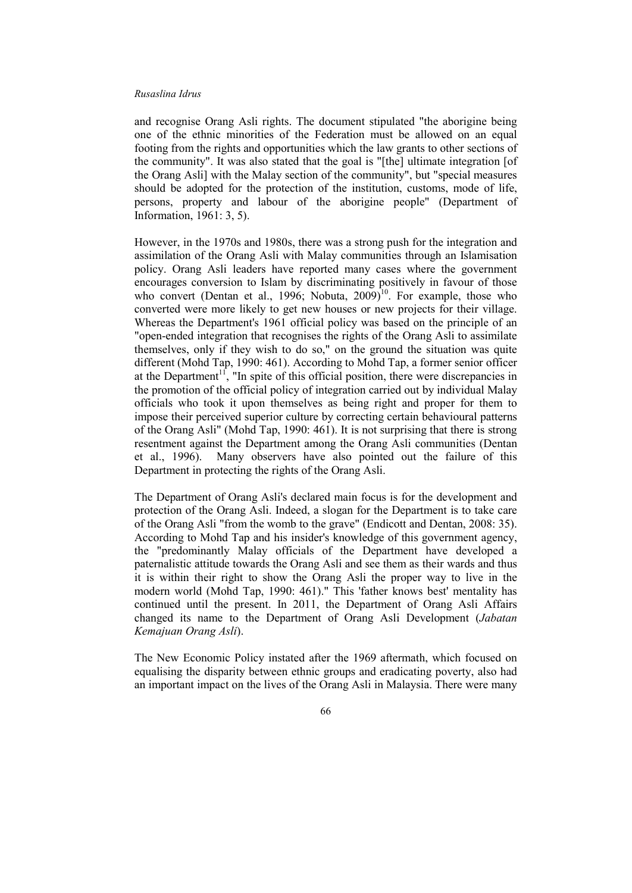and recognise Orang Asli rights. The document stipulated "the aborigine being one of the ethnic minorities of the Federation must be allowed on an equal footing from the rights and opportunities which the law grants to other sections of the community". It was also stated that the goal is "[the] ultimate integration [of the Orang Asli] with the Malay section of the community", but "special measures should be adopted for the protection of the institution, customs, mode of life, persons, property and labour of the aborigine people" (Department of Information, 1961: 3, 5).

However, in the 1970s and 1980s, there was a strong push for the integration and assimilation of the Orang Asli with Malay communities through an Islamisation policy. Orang Asli leaders have reported many cases where the government encourages conversion to Islam by discriminating positively in favour of those who convert (Dentan et al., 1996; Nobuta, 2009)[10]. For example, those who converted were more likely to get new houses or new projects for their village. Whereas the Department's 1961 official policy was based on the principle of an "open-ended integration that recognises the rights of the Orang Asli to assimilate themselves, only if they wish to do so," on the ground the situation was quite different (Mohd Tap, 1990: 461). According to Mohd Tap, a former senior officer at the Department[11], "In spite of this official position, there were discrepancies in the promotion of the official policy of integration carried out by individual Malay officials who took it upon themselves as being right and proper for them to impose their perceived superior culture by correcting certain behavioural patterns of the Orang Asli" (Mohd Tap, 1990: 461). It is not surprising that there is strong resentment against the Department among the Orang Asli communities (Dentan et al., 1996). Many observers have also pointed out the failure of this Department in protecting the rights of the Orang Asli.

The Department of Orang Asli's declared main focus is for the development and protection of the Orang Asli. Indeed, a slogan for the Department is to take care of the Orang Asli "from the womb to the grave" (Endicott and Dentan, 2008: 35). According to Mohd Tap and his insider's knowledge of this government agency, the "predominantly Malay officials of the Department have developed a paternalistic attitude towards the Orang Asli and see them as their wards and thus it is within their right to show the Orang Asli the proper way to live in the modern world (Mohd Tap, 1990: 461)." This 'father knows best' mentality has continued until the present. In 2011, the Department of Orang Asli Affairs changed its name to the Department of Orang Asli Development (*Jabatan Kemajuan Orang Asli*).

The New Economic Policy instated after the 1969 aftermath, which focused on equalising the disparity between ethnic groups and eradicating poverty, also had an important impact on the lives of the Orang Asli in Malaysia. There were many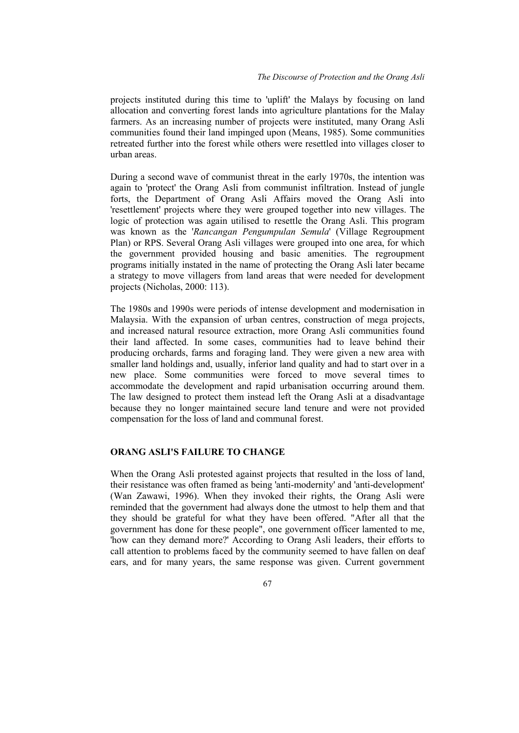projects instituted during this time to 'uplift' the Malays by focusing on land allocation and converting forest lands into agriculture plantations for the Malay farmers. As an increasing number of projects were instituted, many Orang Asli communities found their land impinged upon (Means, 1985). Some communities retreated further into the forest while others were resettled into villages closer to urban areas.

During a second wave of communist threat in the early 1970s, the intention was again to 'protect' the Orang Asli from communist infiltration. Instead of jungle forts, the Department of Orang Asli Affairs moved the Orang Asli into 'resettlement' projects where they were grouped together into new villages. The logic of protection was again utilised to resettle the Orang Asli. This program was known as the '*Rancangan Pengumpulan Semula*' (Village Regroupment Plan) or RPS. Several Orang Asli villages were grouped into one area, for which the government provided housing and basic amenities. The regroupment programs initially instated in the name of protecting the Orang Asli later became a strategy to move villagers from land areas that were needed for development projects (Nicholas, 2000: 113).

The 1980s and 1990s were periods of intense development and modernisation in Malaysia. With the expansion of urban centres, construction of mega projects, and increased natural resource extraction, more Orang Asli communities found their land affected. In some cases, communities had to leave behind their producing orchards, farms and foraging land. They were given a new area with smaller land holdings and, usually, inferior land quality and had to start over in a new place. Some communities were forced to move several times to accommodate the development and rapid urbanisation occurring around them. The law designed to protect them instead left the Orang Asli at a disadvantage because they no longer maintained secure land tenure and were not provided compensation for the loss of land and communal forest.

## ORANG ASLI'S FAILURE TO CHANGE

When the Orang Asli protested against projects that resulted in the loss of land, their resistance was often framed as being 'anti-modernity' and 'anti-development' (Wan Zawawi, 1996). When they invoked their rights, the Orang Asli were reminded that the government had always done the utmost to help them and that they should be grateful for what they have been offered. "After all that the government has done for these people", one government officer lamented to me, 'how can they demand more?' According to Orang Asli leaders, their efforts to call attention to problems faced by the community seemed to have fallen on deaf ears, and for many years, the same response was given. Current government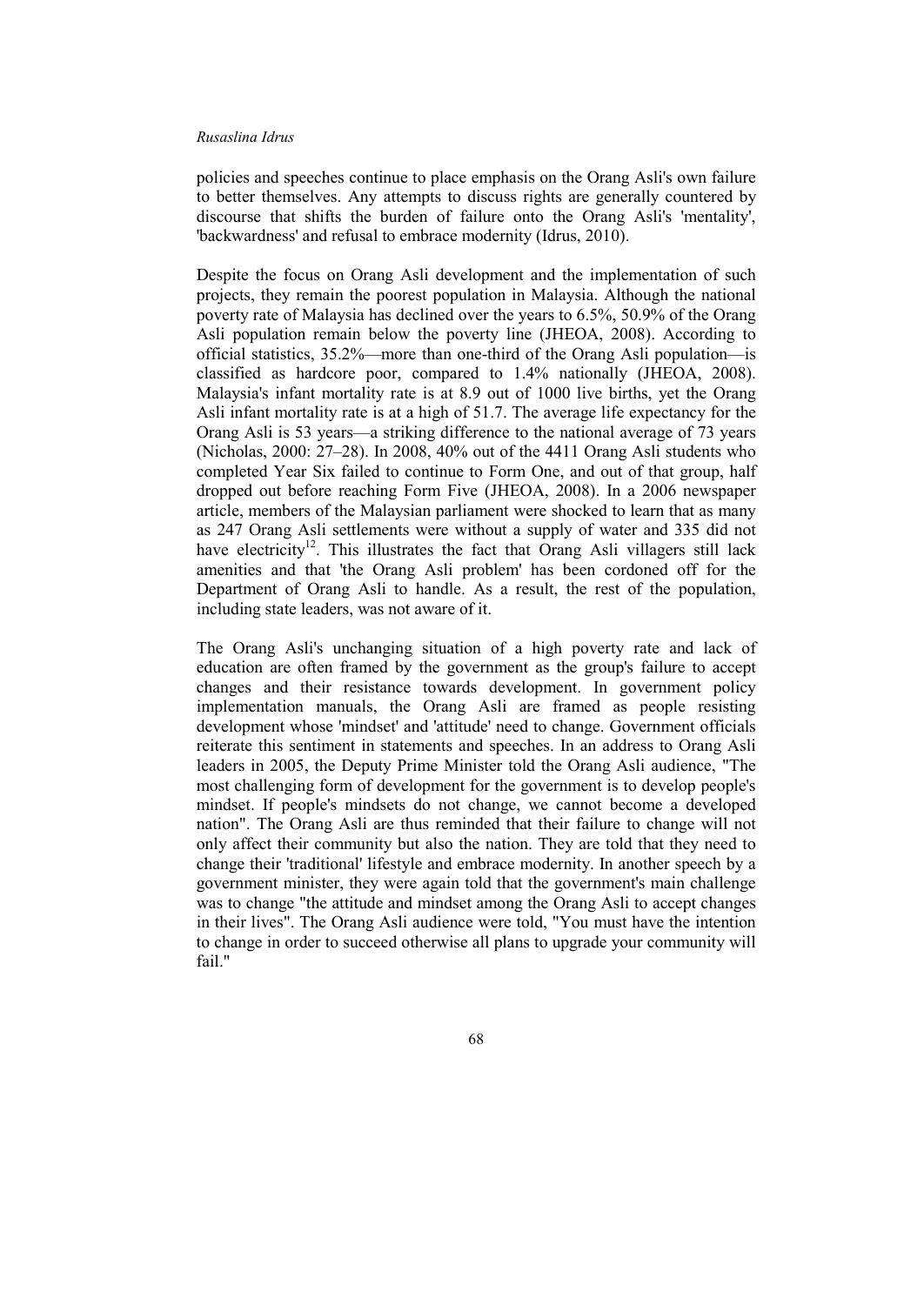policies and speeches continue to place emphasis on the Orang Asli's own failure to better themselves. Any attempts to discuss rights are generally countered by discourse that shifts the burden of failure onto the Orang Asli's 'mentality', 'backwardness' and refusal to embrace modernity (Idrus, 2010).

Despite the focus on Orang Asli development and the implementation of such projects, they remain the poorest population in Malaysia. Although the national poverty rate of Malaysia has declined over the years to 6.5%, 50.9% of the Orang Asli population remain below the poverty line (JHEOA, 2008). According to official statistics, 35.2%—more than one-third of the Orang Asli population—is classified as hardcore poor, compared to 1.4% nationally (JHEOA, 2008). Malaysia's infant mortality rate is at 8.9 out of 1000 live births, yet the Orang Asli infant mortality rate is at a high of 51.7. The average life expectancy for the Orang Asli is 53 years—a striking difference to the national average of 73 years (Nicholas, 2000: 27–28). In 2008, 40% out of the 4411 Orang Asli students who completed Year Six failed to continue to Form One, and out of that group, half dropped out before reaching Form Five (JHEOA, 2008). In a 2006 newspaper article, members of the Malaysian parliament were shocked to learn that as many as 247 Orang Asli settlements were without a supply of water and 335 did not have electricity[12]. This illustrates the fact that Orang Asli villagers still lack amenities and that 'the Orang Asli problem' has been cordoned off for the Department of Orang Asli to handle. As a result, the rest of the population, including state leaders, was not aware of it.

The Orang Asli's unchanging situation of a high poverty rate and lack of education are often framed by the government as the group's failure to accept changes and their resistance towards development. In government policy implementation manuals, the Orang Asli are framed as people resisting development whose 'mindset' and 'attitude' need to change. Government officials reiterate this sentiment in statements and speeches. In an address to Orang Asli leaders in 2005, the Deputy Prime Minister told the Orang Asli audience, "The most challenging form of development for the government is to develop people's mindset. If people's mindsets do not change, we cannot become a developed nation". The Orang Asli are thus reminded that their failure to change will not only affect their community but also the nation. They are told that they need to change their 'traditional' lifestyle and embrace modernity. In another speech by a government minister, they were again told that the government's main challenge was to change "the attitude and mindset among the Orang Asli to accept changes in their lives". The Orang Asli audience were told, "You must have the intention to change in order to succeed otherwise all plans to upgrade your community will fail."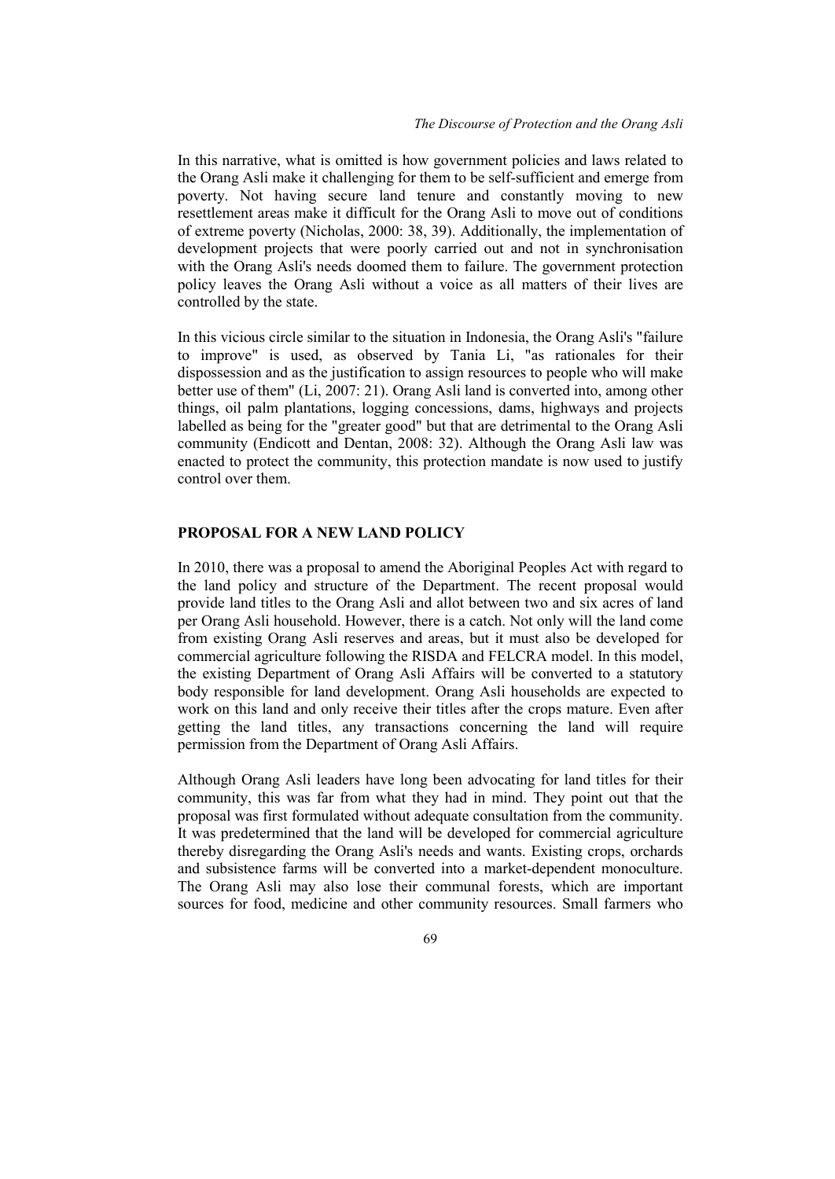In this narrative, what is omitted is how government policies and laws related to the Orang Asli make it challenging for them to be self-sufficient and emerge from poverty. Not having secure land tenure and constantly moving to new resettlement areas make it difficult for the Orang Asli to move out of conditions of extreme poverty (Nicholas, 2000: 38, 39). Additionally, the implementation of development projects that were poorly carried out and not in synchronisation with the Orang Asli's needs doomed them to failure. The government protection policy leaves the Orang Asli without a voice as all matters of their lives are controlled by the state.

In this vicious circle similar to the situation in Indonesia, the Orang Asli's "failure to improve" is used, as observed by Tania Li, "as rationales for their dispossession and as the justification to assign resources to people who will make better use of them" (Li, 2007: 21). Orang Asli land is converted into, among other things, oil palm plantations, logging concessions, dams, highways and projects labelled as being for the "greater good" but that are detrimental to the Orang Asli community (Endicott and Dentan, 2008: 32). Although the Orang Asli law was enacted to protect the community, this protection mandate is now used to justify control over them.

## PROPOSAL FOR A NEW LAND POLICY

In 2010, there was a proposal to amend the Aboriginal Peoples Act with regard to the land policy and structure of the Department. The recent proposal would provide land titles to the Orang Asli and allot between two and six acres of land per Orang Asli household. However, there is a catch. Not only will the land come from existing Orang Asli reserves and areas, but it must also be developed for commercial agriculture following the RISDA and FELCRA model. In this model, the existing Department of Orang Asli Affairs will be converted to a statutory body responsible for land development. Orang Asli households are expected to work on this land and only receive their titles after the crops mature. Even after getting the land titles, any transactions concerning the land will require permission from the Department of Orang Asli Affairs.

Although Orang Asli leaders have long been advocating for land titles for their community, this was far from what they had in mind. They point out that the proposal was first formulated without adequate consultation from the community. It was predetermined that the land will be developed for commercial agriculture thereby disregarding the Orang Asli's needs and wants. Existing crops, orchards and subsistence farms will be converted into a market-dependent monoculture. The Orang Asli may also lose their communal forests, which are important sources for food, medicine and other community resources. Small farmers who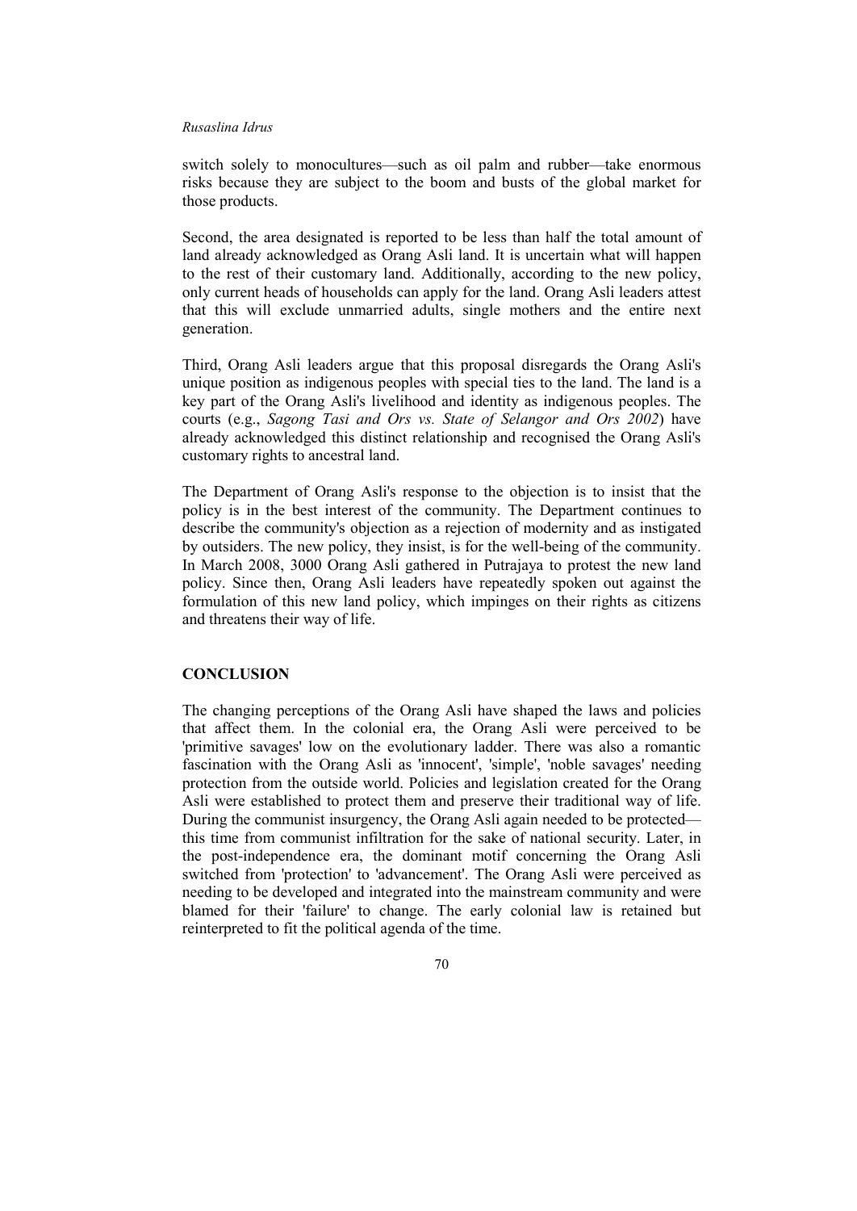switch solely to monocultures—such as oil palm and rubber—take enormous risks because they are subject to the boom and busts of the global market for those products.

Second, the area designated is reported to be less than half the total amount of land already acknowledged as Orang Asli land. It is uncertain what will happen to the rest of their customary land. Additionally, according to the new policy, only current heads of households can apply for the land. Orang Asli leaders attest that this will exclude unmarried adults, single mothers and the entire next generation.

Third, Orang Asli leaders argue that this proposal disregards the Orang Asli's unique position as indigenous peoples with special ties to the land. The land is a key part of the Orang Asli's livelihood and identity as indigenous peoples. The courts (e.g., *Sagong Tasi and Ors vs. State of Selangor and Ors 2002*) have already acknowledged this distinct relationship and recognised the Orang Asli's customary rights to ancestral land.

The Department of Orang Asli's response to the objection is to insist that the policy is in the best interest of the community. The Department continues to describe the community's objection as a rejection of modernity and as instigated by outsiders. The new policy, they insist, is for the well-being of the community. In March 2008, 3000 Orang Asli gathered in Putrajaya to protest the new land policy. Since then, Orang Asli leaders have repeatedly spoken out against the formulation of this new land policy, which impinges on their rights as citizens and threatens their way of life.

## CONCLUSION

The changing perceptions of the Orang Asli have shaped the laws and policies that affect them. In the colonial era, the Orang Asli were perceived to be 'primitive savages' low on the evolutionary ladder. There was also a romantic fascination with the Orang Asli as 'innocent', 'simple', 'noble savages' needing protection from the outside world. Policies and legislation created for the Orang Asli were established to protect them and preserve their traditional way of life. During the communist insurgency, the Orang Asli again needed to be protected—this time from communist infiltration for the sake of national security. Later, in the post-independence era, the dominant motif concerning the Orang Asli switched from 'protection' to 'advancement'. The Orang Asli were perceived as needing to be developed and integrated into the mainstream community and were blamed for their 'failure' to change. The early colonial law is retained but reinterpreted to fit the political agenda of the time.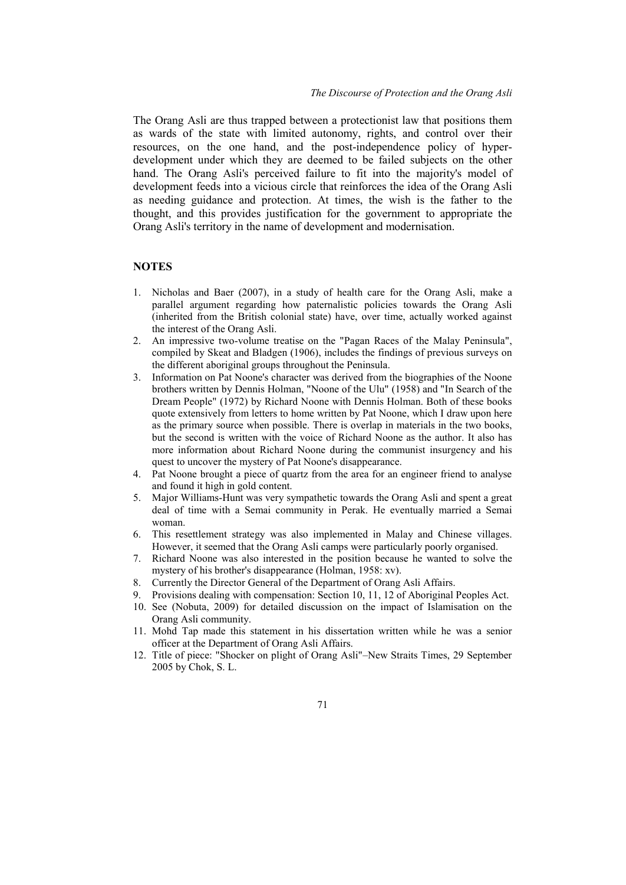The Orang Asli are thus trapped between a protectionist law that positions them as wards of the state with limited autonomy, rights, and control over their resources, on the one hand, and the post-independence policy of hyper-development under which they are deemed to be failed subjects on the other hand. The Orang Asli's perceived failure to fit into the majority's model of development feeds into a vicious circle that reinforces the idea of the Orang Asli as needing guidance and protection. At times, the wish is the father to the thought, and this provides justification for the government to appropriate the Orang Asli's territory in the name of development and modernisation.

## NOTES

1. Nicholas and Baer (2007), in a study of health care for the Orang Asli, make a parallel argument regarding how paternalistic policies towards the Orang Asli (inherited from the British colonial state) have, over time, actually worked against the interest of the Orang Asli.
2. An impressive two-volume treatise on the "Pagan Races of the Malay Peninsula", compiled by Skeat and Bladgen (1906), includes the findings of previous surveys on the different aboriginal groups throughout the Peninsula.
3. Information on Pat Noone's character was derived from the biographies of the Noone brothers written by Dennis Holman, "Noone of the Ulu" (1958) and "In Search of the Dream People" (1972) by Richard Noone with Dennis Holman. Both of these books quote extensively from letters to home written by Pat Noone, which I draw upon here as the primary source when possible. There is overlap in materials in the two books, but the second is written with the voice of Richard Noone as the author. It also has more information about Richard Noone during the communist insurgency and his quest to uncover the mystery of Pat Noone's disappearance.
4. Pat Noone brought a piece of quartz from the area for an engineer friend to analyse and found it high in gold content.
5. Major Williams-Hunt was very sympathetic towards the Orang Asli and spent a great deal of time with a Semai community in Perak. He eventually married a Semai woman.
6. This resettlement strategy was also implemented in Malay and Chinese villages. However, it seemed that the Orang Asli camps were particularly poorly organised.
7. Richard Noone was also interested in the position because he wanted to solve the mystery of his brother's disappearance (Holman, 1958: xv).
8. Currently the Director General of the Department of Orang Asli Affairs.
9. Provisions dealing with compensation: Section 10, 11, 12 of Aboriginal Peoples Act.
10. See (Nobuta, 2009) for detailed discussion on the impact of Islamisation on the Orang Asli community.
11. Mohd Tap made this statement in his dissertation written while he was a senior officer at the Department of Orang Asli Affairs.
12. Title of piece: "Shocker on plight of Orang Asli"–New Straits Times, 29 September 2005 by Chok, S. L.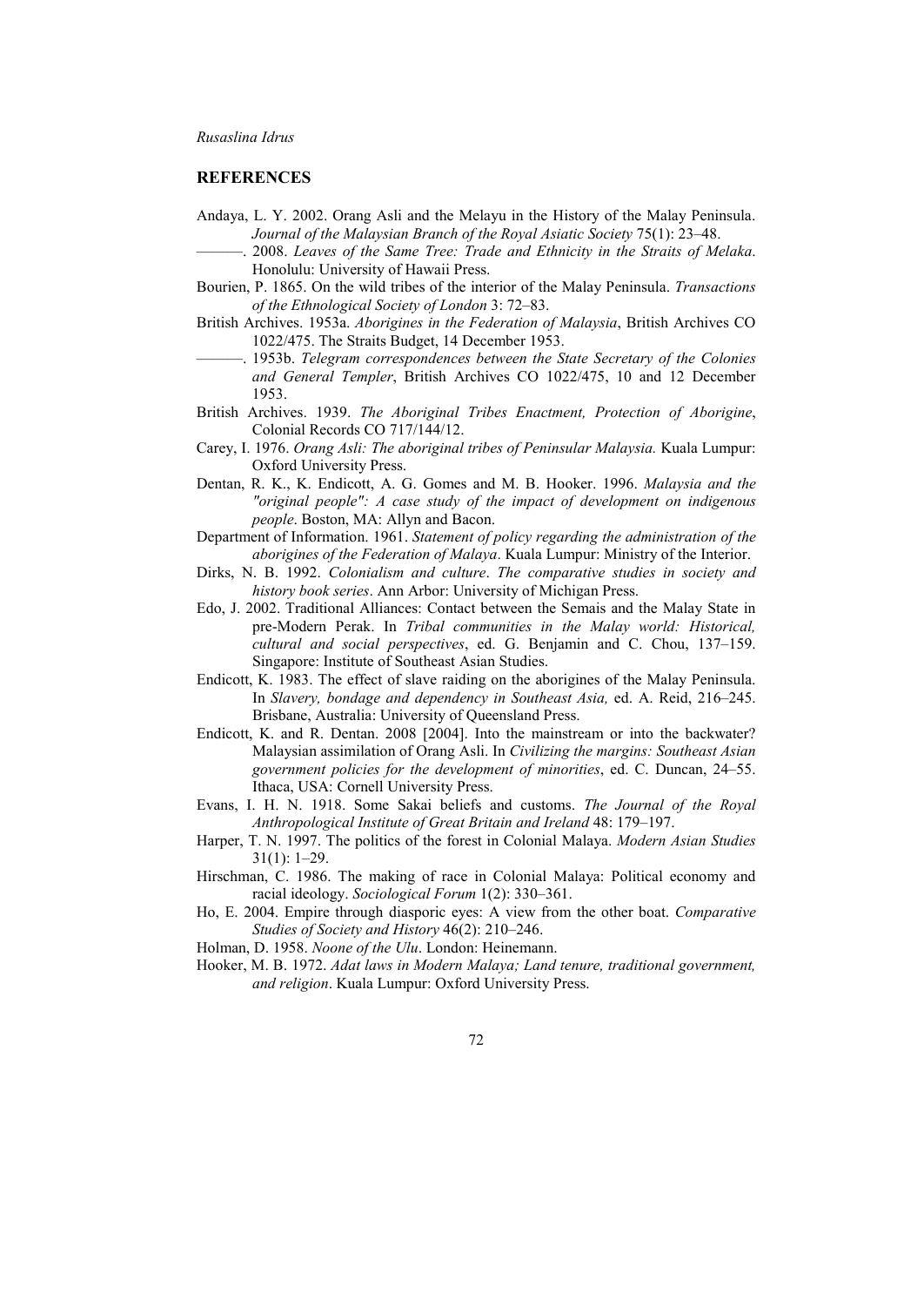## REFERENCES

Andaya, L. Y. 2002. Orang Asli and the Melayu in the History of the Malay Peninsula. *Journal of the Malaysian Branch of the Royal Asiatic Society* 75(1): 23–48.

———. 2008. *Leaves of the Same Tree: Trade and Ethnicity in the Straits of Melaka*. Honolulu: University of Hawaii Press.

Bourien, P. 1865. On the wild tribes of the interior of the Malay Peninsula. *Transactions of the Ethnological Society of London* 3: 72–83.

British Archives. 1953a. *Aborigines in the Federation of Malaysia*, British Archives CO 1022/475. The Straits Budget, 14 December 1953.

———. 1953b. *Telegram correspondences between the State Secretary of the Colonies and General Templer*, British Archives CO 1022/475, 10 and 12 December 1953.

British Archives. 1939. *The Aboriginal Tribes Enactment, Protection of Aborigine*, Colonial Records CO 717/144/12.

Carey, I. 1976. *Orang Asli: The aboriginal tribes of Peninsular Malaysia.* Kuala Lumpur: Oxford University Press.

Dentan, R. K., K. Endicott, A. G. Gomes and M. B. Hooker. 1996. *Malaysia and the "original people": A case study of the impact of development on indigenous people*. Boston, MA: Allyn and Bacon.

Department of Information. 1961. *Statement of policy regarding the administration of the aborigines of the Federation of Malaya*. Kuala Lumpur: Ministry of the Interior.

Dirks, N. B. 1992. *Colonialism and culture*. *The comparative studies in society and history book series*. Ann Arbor: University of Michigan Press.

Edo, J. 2002. Traditional Alliances: Contact between the Semais and the Malay State in pre-Modern Perak. In *Tribal communities in the Malay world: Historical, cultural and social perspectives*, ed. G. Benjamin and C. Chou, 137–159. Singapore: Institute of Southeast Asian Studies.

Endicott, K. 1983. The effect of slave raiding on the aborigines of the Malay Peninsula. In *Slavery, bondage and dependency in Southeast Asia,* ed. A. Reid, 216–245. Brisbane, Australia: University of Queensland Press.

Endicott, K. and R. Dentan. 2008 [2004]. Into the mainstream or into the backwater? Malaysian assimilation of Orang Asli. In *Civilizing the margins: Southeast Asian government policies for the development of minorities*, ed. C. Duncan, 24–55. Ithaca, USA: Cornell University Press.

Evans, I. H. N. 1918. Some Sakai beliefs and customs. *The Journal of the Royal Anthropological Institute of Great Britain and Ireland* 48: 179–197.

Harper, T. N. 1997. The politics of the forest in Colonial Malaya. *Modern Asian Studies* 31(1): 1–29.

Hirschman, C. 1986. The making of race in Colonial Malaya: Political economy and racial ideology. *Sociological Forum* 1(2): 330–361.

Ho, E. 2004. Empire through diasporic eyes: A view from the other boat. *Comparative Studies of Society and History* 46(2): 210–246.

Holman, D. 1958. *Noone of the Ulu*. London: Heinemann.

Hooker, M. B. 1972. *Adat laws in Modern Malaya; Land tenure, traditional government, and religion*. Kuala Lumpur: Oxford University Press.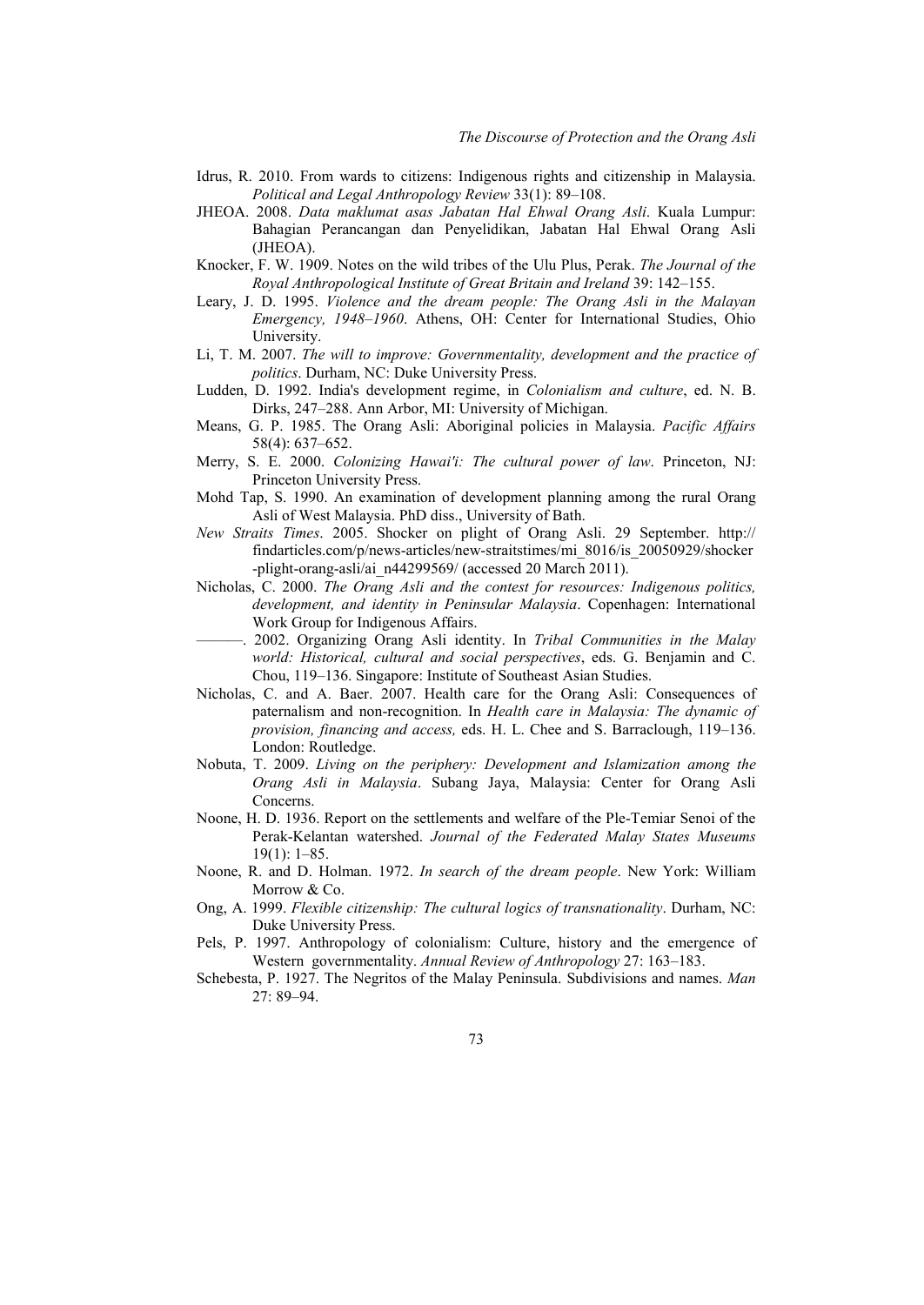Idrus, R. 2010. From wards to citizens: Indigenous rights and citizenship in Malaysia. *Political and Legal Anthropology Review* 33(1): 89–108.

JHEOA. 2008. *Data maklumat asas Jabatan Hal Ehwal Orang Asli*. Kuala Lumpur: Bahagian Perancangan dan Penyelidikan, Jabatan Hal Ehwal Orang Asli (JHEOA).

Knocker, F. W. 1909. Notes on the wild tribes of the Ulu Plus, Perak. *The Journal of the Royal Anthropological Institute of Great Britain and Ireland* 39: 142–155.

Leary, J. D. 1995. *Violence and the dream people: The Orang Asli in the Malayan Emergency, 1948–1960*. Athens, OH: Center for International Studies, Ohio University.

Li, T. M. 2007. *The will to improve: Governmentality, development and the practice of politics*. Durham, NC: Duke University Press.

Ludden, D. 1992. India's development regime, in *Colonialism and culture*, ed. N. B. Dirks, 247–288. Ann Arbor, MI: University of Michigan.

Means, G. P. 1985. The Orang Asli: Aboriginal policies in Malaysia. *Pacific Affairs* 58(4): 637–652.

Merry, S. E. 2000. *Colonizing Hawai'i: The cultural power of law*. Princeton, NJ: Princeton University Press.

Mohd Tap, S. 1990. An examination of development planning among the rural Orang Asli of West Malaysia. PhD diss., University of Bath.

*New Straits Times*. 2005. Shocker on plight of Orang Asli. 29 September. http://findarticles.com/p/news-articles/new-straitstimes/mi_8016/is_20050929/shocker-plight-orang-asli/ai_n44299569/ (accessed 20 March 2011).

Nicholas, C. 2000. *The Orang Asli and the contest for resources: Indigenous politics, development, and identity in Peninsular Malaysia*. Copenhagen: International Work Group for Indigenous Affairs.

———. 2002. Organizing Orang Asli identity. In *Tribal Communities in the Malay world: Historical, cultural and social perspectives*, eds. G. Benjamin and C. Chou, 119–136. Singapore: Institute of Southeast Asian Studies.

Nicholas, C. and A. Baer. 2007. Health care for the Orang Asli: Consequences of paternalism and non-recognition. In *Health care in Malaysia: The dynamic of provision, financing and access,* eds. H. L. Chee and S. Barraclough, 119–136. London: Routledge.

Nobuta, T. 2009. *Living on the periphery: Development and Islamization among the Orang Asli in Malaysia*. Subang Jaya, Malaysia: Center for Orang Asli Concerns.

Noone, H. D. 1936. Report on the settlements and welfare of the Ple-Temiar Senoi of the Perak-Kelantan watershed. *Journal of the Federated Malay States Museums* 19(1): 1–85.

Noone, R. and D. Holman. 1972. *In search of the dream people*. New York: William Morrow & Co.

Ong, A. 1999. *Flexible citizenship: The cultural logics of transnationality*. Durham, NC: Duke University Press.

Pels, P. 1997. Anthropology of colonialism: Culture, history and the emergence of Western governmentality. *Annual Review of Anthropology* 27: 163–183.

Schebesta, P. 1927. The Negritos of the Malay Peninsula. Subdivisions and names. *Man* 27: 89–94.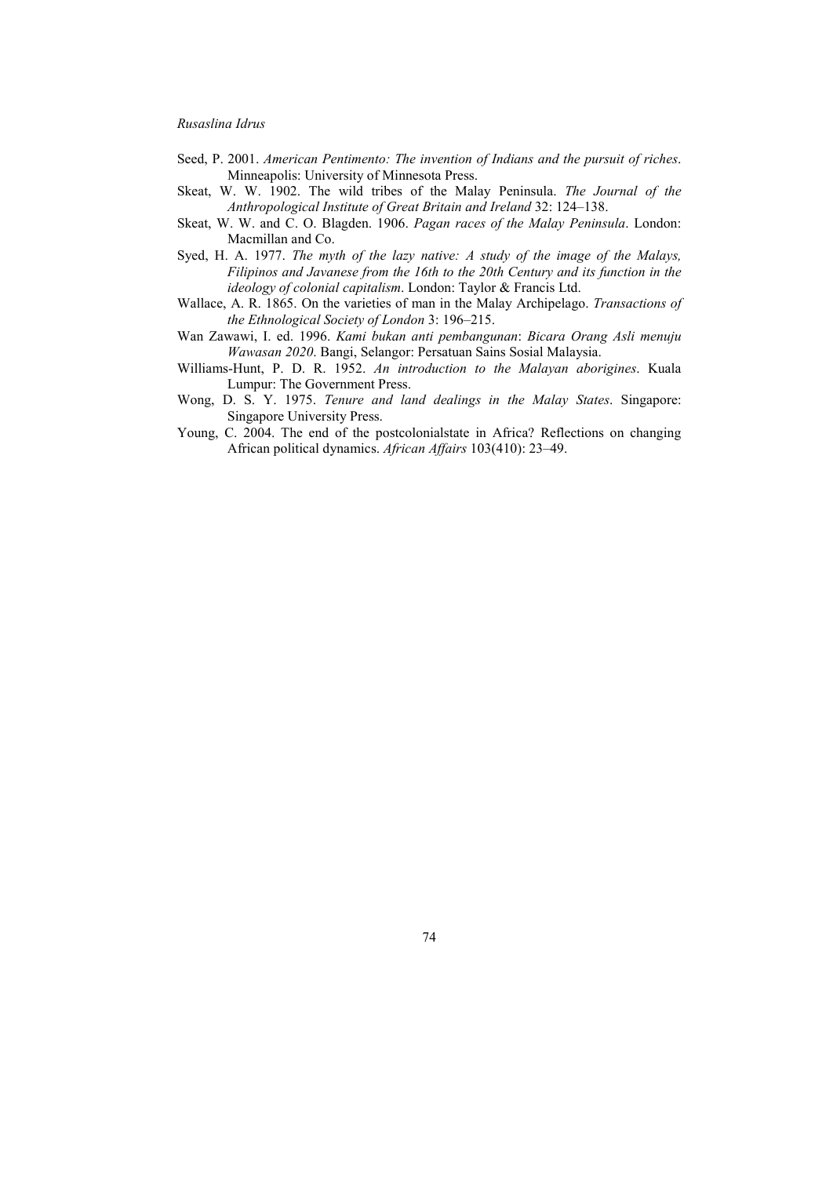Seed, P. 2001. *American Pentimento: The invention of Indians and the pursuit of riches*. Minneapolis: University of Minnesota Press.

Skeat, W. W. 1902. The wild tribes of the Malay Peninsula. *The Journal of the Anthropological Institute of Great Britain and Ireland* 32: 124–138.

Skeat, W. W. and C. O. Blagden. 1906. *Pagan races of the Malay Peninsula*. London: Macmillan and Co.

Syed, H. A. 1977. *The myth of the lazy native: A study of the image of the Malays, Filipinos and Javanese from the 16th to the 20th Century and its function in the ideology of colonial capitalism*. London: Taylor & Francis Ltd.

Wallace, A. R. 1865. On the varieties of man in the Malay Archipelago. *Transactions of the Ethnological Society of London* 3: 196–215.

Wan Zawawi, I. ed. 1996. *Kami bukan anti pembangunan*: *Bicara Orang Asli menuju Wawasan 2020*. Bangi, Selangor: Persatuan Sains Sosial Malaysia.

Williams-Hunt, P. D. R. 1952. *An introduction to the Malayan aborigines*. Kuala Lumpur: The Government Press.

Wong, D. S. Y. 1975. *Tenure and land dealings in the Malay States*. Singapore: Singapore University Press.

Young, C. 2004. The end of the postcolonialstate in Africa? Reflections on changing African political dynamics. *African Affairs* 103(410): 23–49.